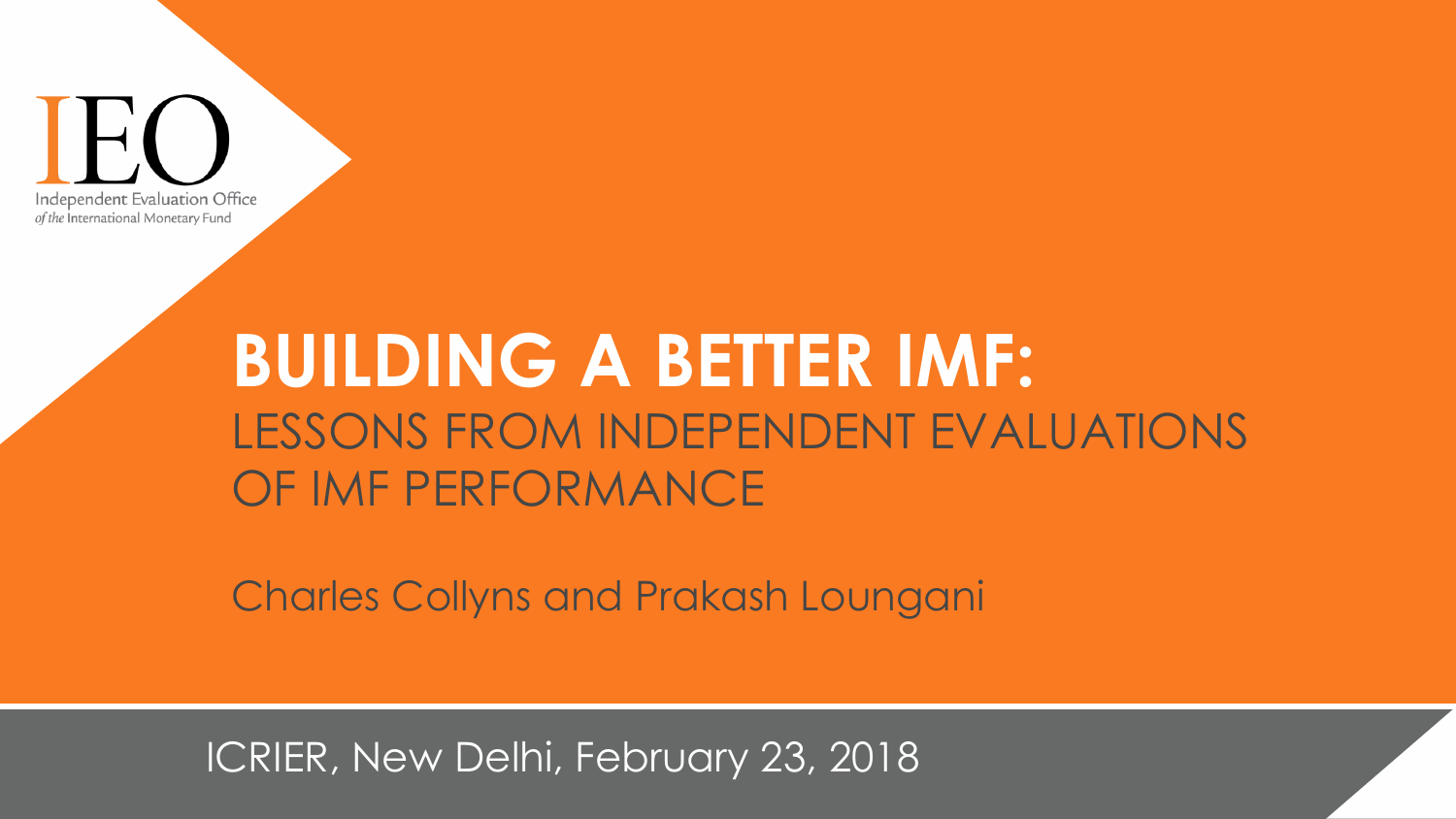IEO

Independent Evaluation Office
*of the* International Monetary Fund

# BUILDING A BETTER IMF:

## LESSONS FROM INDEPENDENT EVALUATIONS OF IMF PERFORMANCE

Charles Collyns and Prakash Loungani

ICRIER, New Delhi, February 23, 2018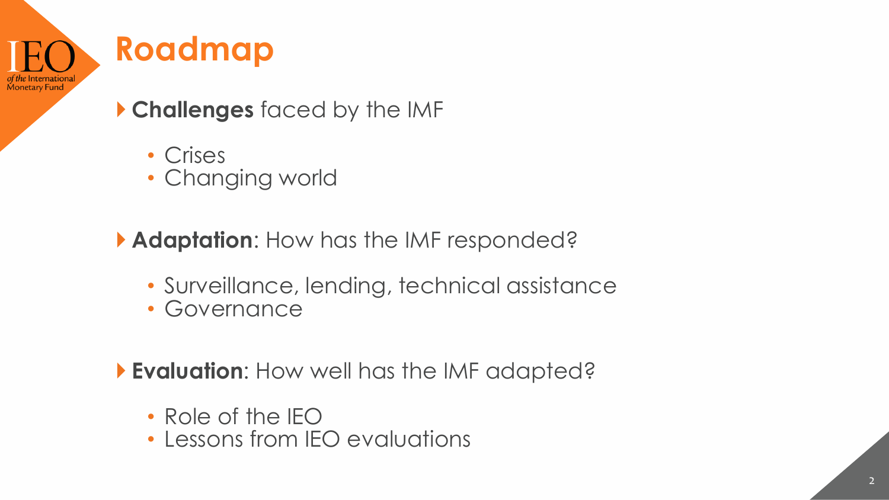# Roadmap

- **Challenges** faced by the IMF
  - Crises
  - Changing world

- **Adaptation**: How has the IMF responded?
  - Surveillance, lending, technical assistance
  - Governance

- **Evaluation**: How well has the IMF adapted?
  - Role of the IEO
  - Lessons from IEO evaluations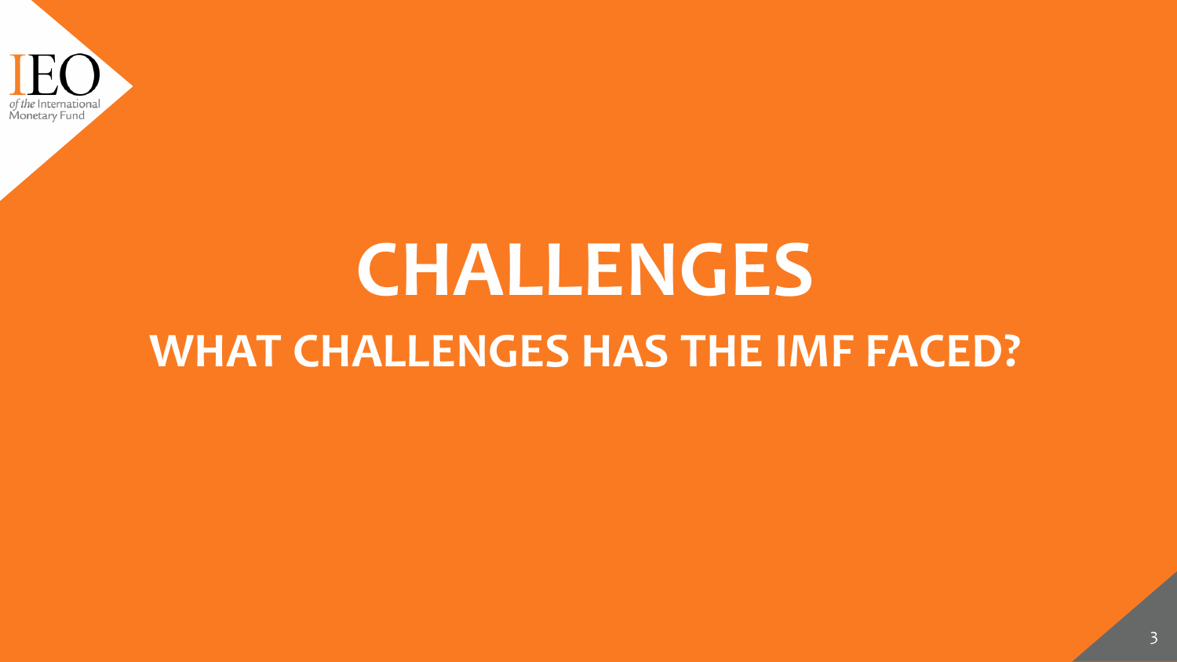# CHALLENGES

## WHAT CHALLENGES HAS THE IMF FACED?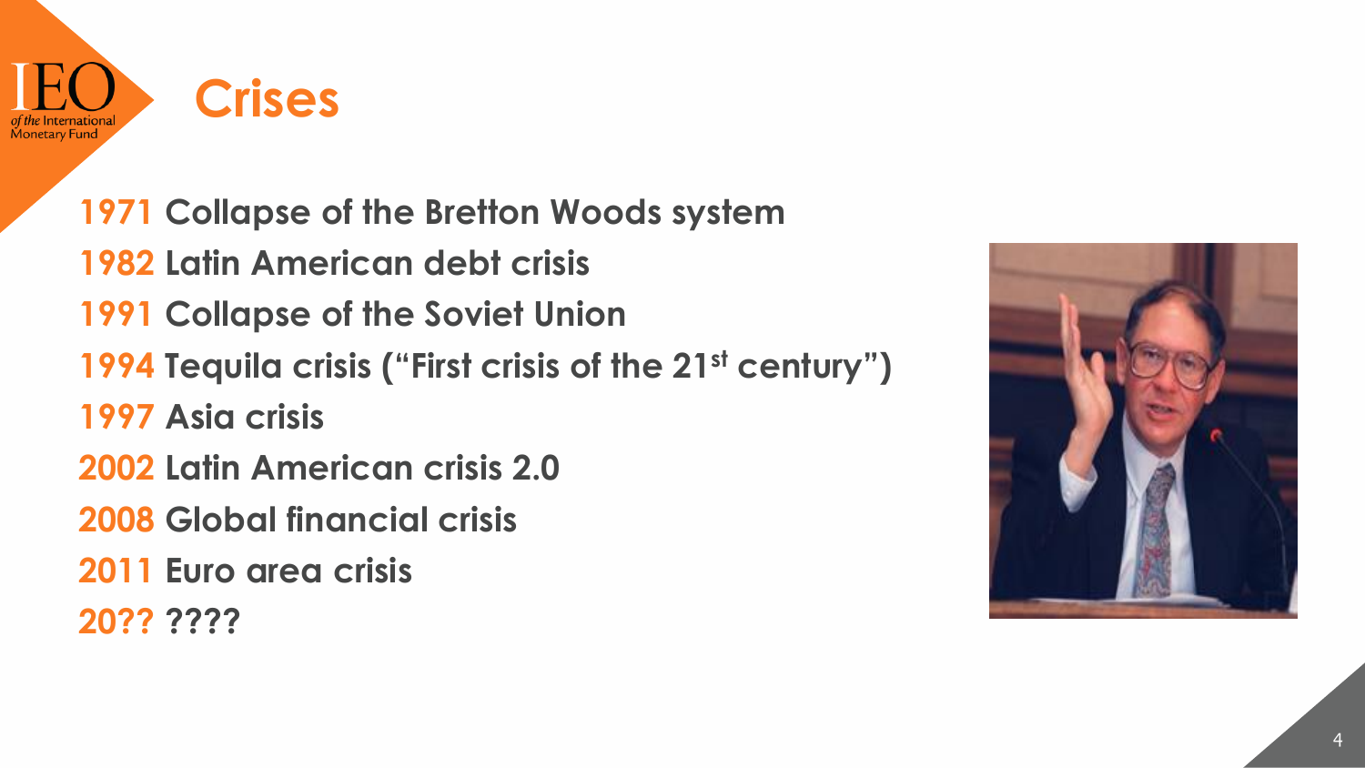# Crises

**1971** **Collapse of the Bretton Woods system**

**1982** **Latin American debt crisis**

**1991** **Collapse of the Soviet Union**

**1994** **Tequila crisis ("First crisis of the 21st century")**

**1997** **Asia crisis**

**2002** **Latin American crisis 2.0**

**2008** **Global financial crisis**

**2011** **Euro area crisis**

**20??** **????**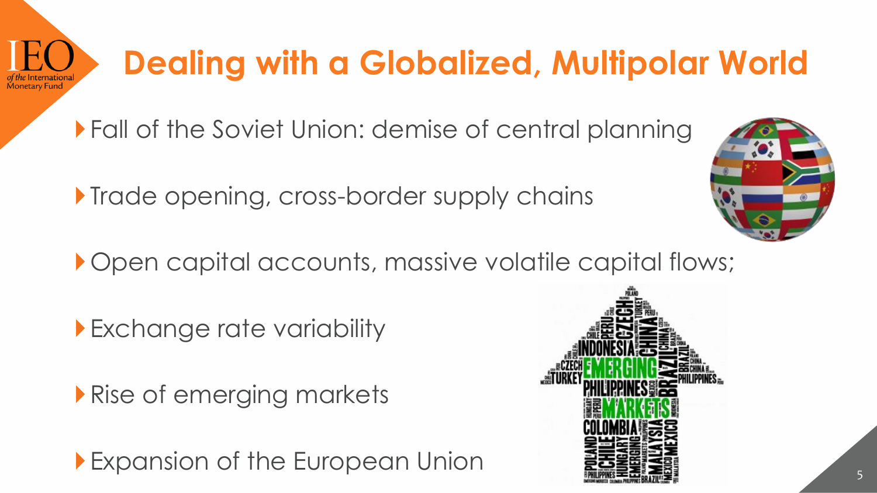# Dealing with a Globalized, Multipolar World

- Fall of the Soviet Union: demise of central planning
- Trade opening, cross-border supply chains
- Open capital accounts, massive volatile capital flows;
- Exchange rate variability
- Rise of emerging markets
- Expansion of the European Union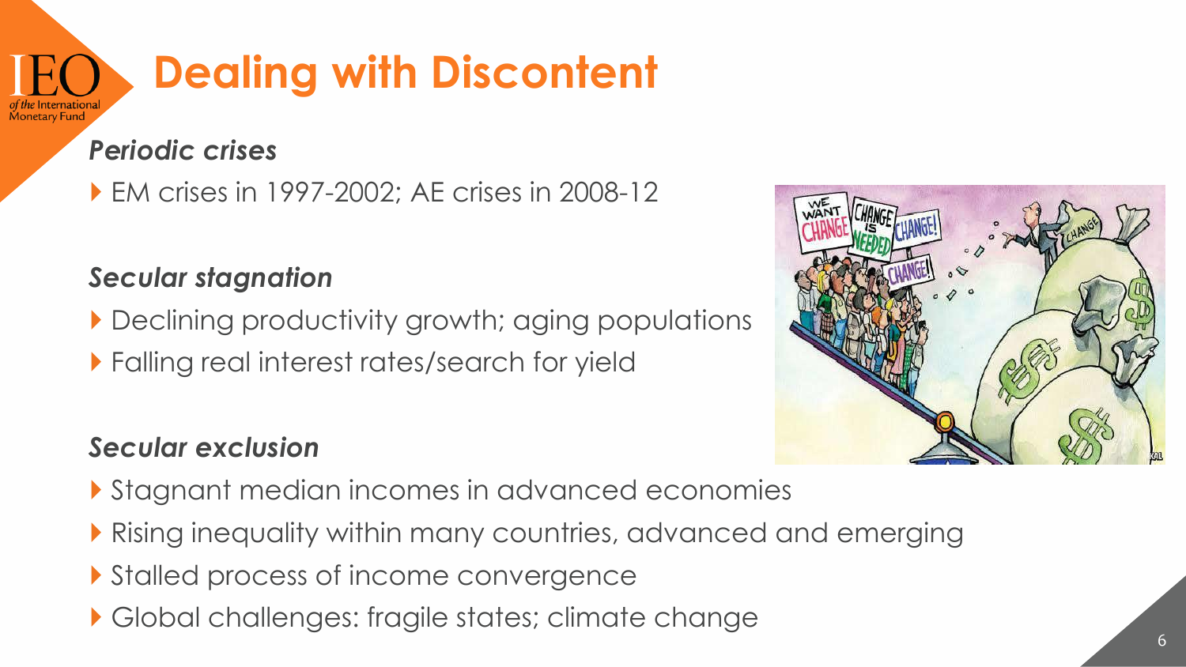# Dealing with Discontent

*Periodic crises*

- EM crises in 1997-2002; AE crises in 2008-12

*Secular stagnation*

- Declining productivity growth; aging populations
- Falling real interest rates/search for yield

*Secular exclusion*

- Stagnant median incomes in advanced economies
- Rising inequality within many countries, advanced and emerging
- Stalled process of income convergence
- Global challenges: fragile states; climate change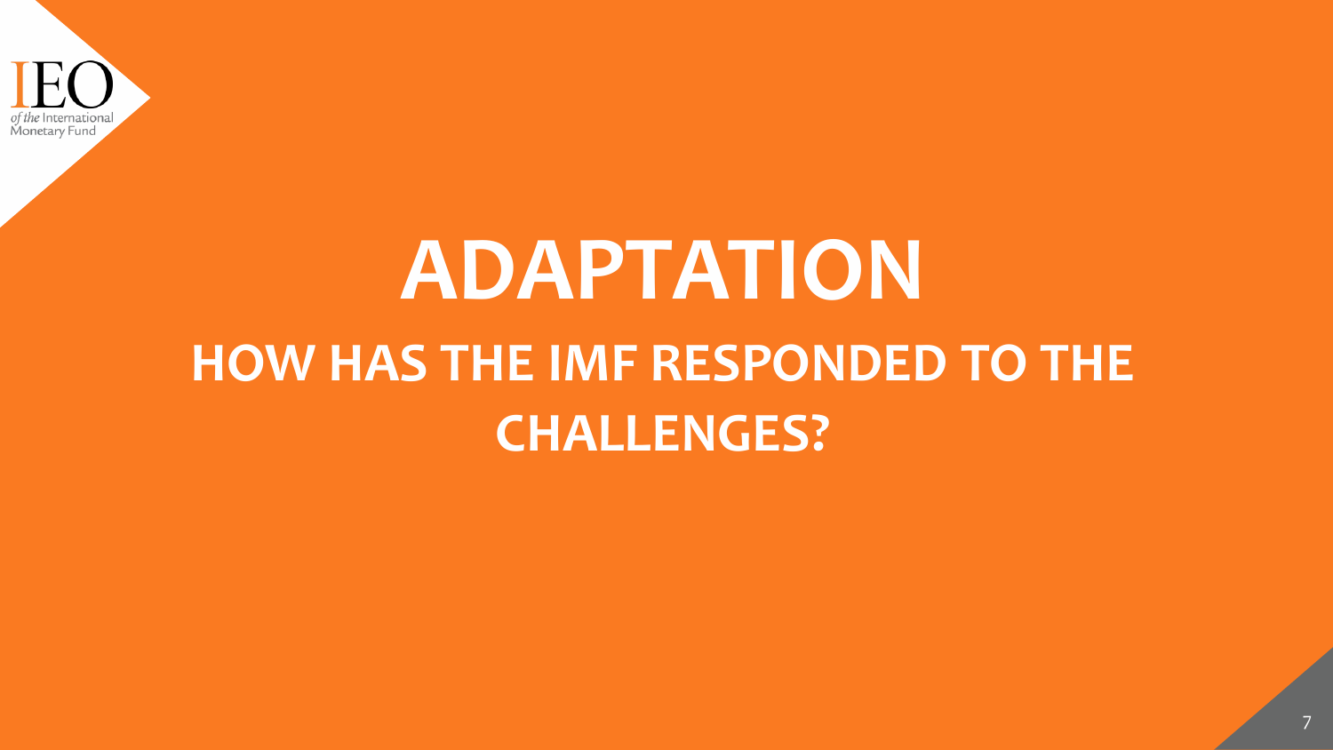# ADAPTATION

## HOW HAS THE IMF RESPONDED TO THE CHALLENGES?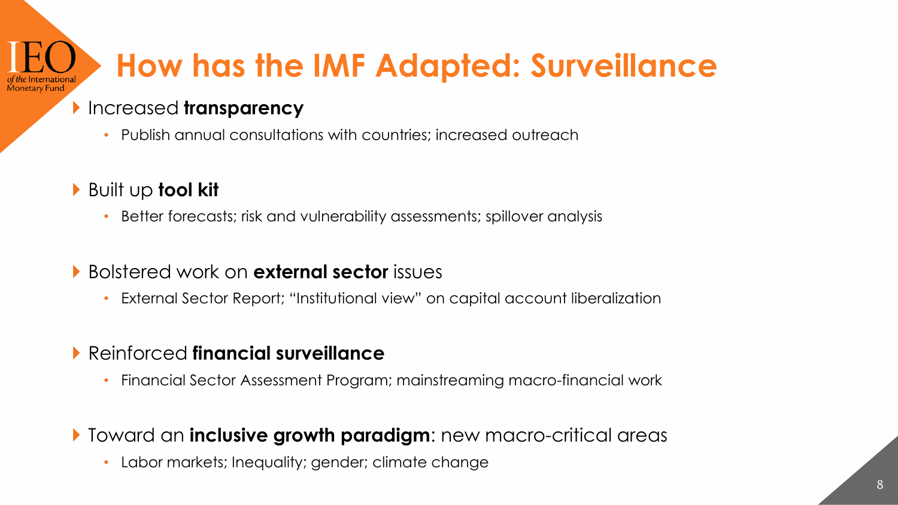# How has the IMF Adapted: Surveillance

- Increased **transparency**
  - Publish annual consultations with countries; increased outreach
- Built up **tool kit**
  - Better forecasts; risk and vulnerability assessments; spillover analysis
- Bolstered work on **external sector** issues
  - External Sector Report; "Institutional view" on capital account liberalization
- Reinforced **financial surveillance**
  - Financial Sector Assessment Program; mainstreaming macro-financial work
- Toward an **inclusive growth paradigm**: new macro-critical areas
  - Labor markets; Inequality; gender; climate change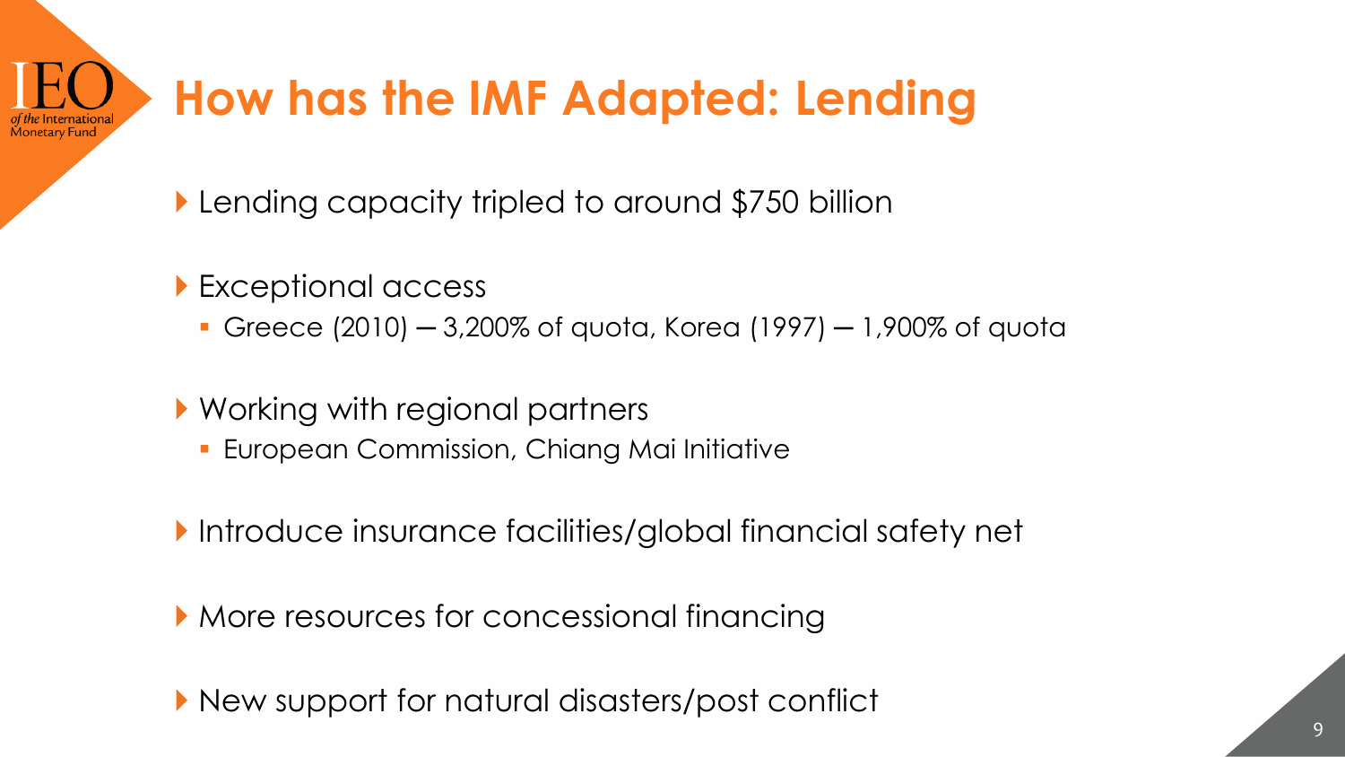# How has the IMF Adapted: Lending

- Lending capacity tripled to around $750 billion
- Exceptional access
  - Greece (2010) – 3,200% of quota, Korea (1997) – 1,900% of quota
- Working with regional partners
  - European Commission, Chiang Mai Initiative
- Introduce insurance facilities/global financial safety net
- More resources for concessional financing
- New support for natural disasters/post conflict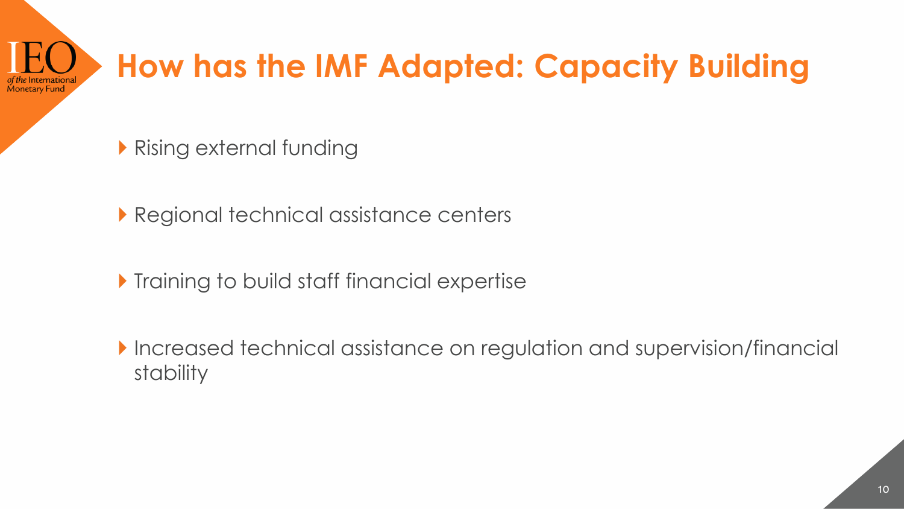# How has the IMF Adapted: Capacity Building

- Rising external funding
- Regional technical assistance centers
- Training to build staff financial expertise
- Increased technical assistance on regulation and supervision/financial stability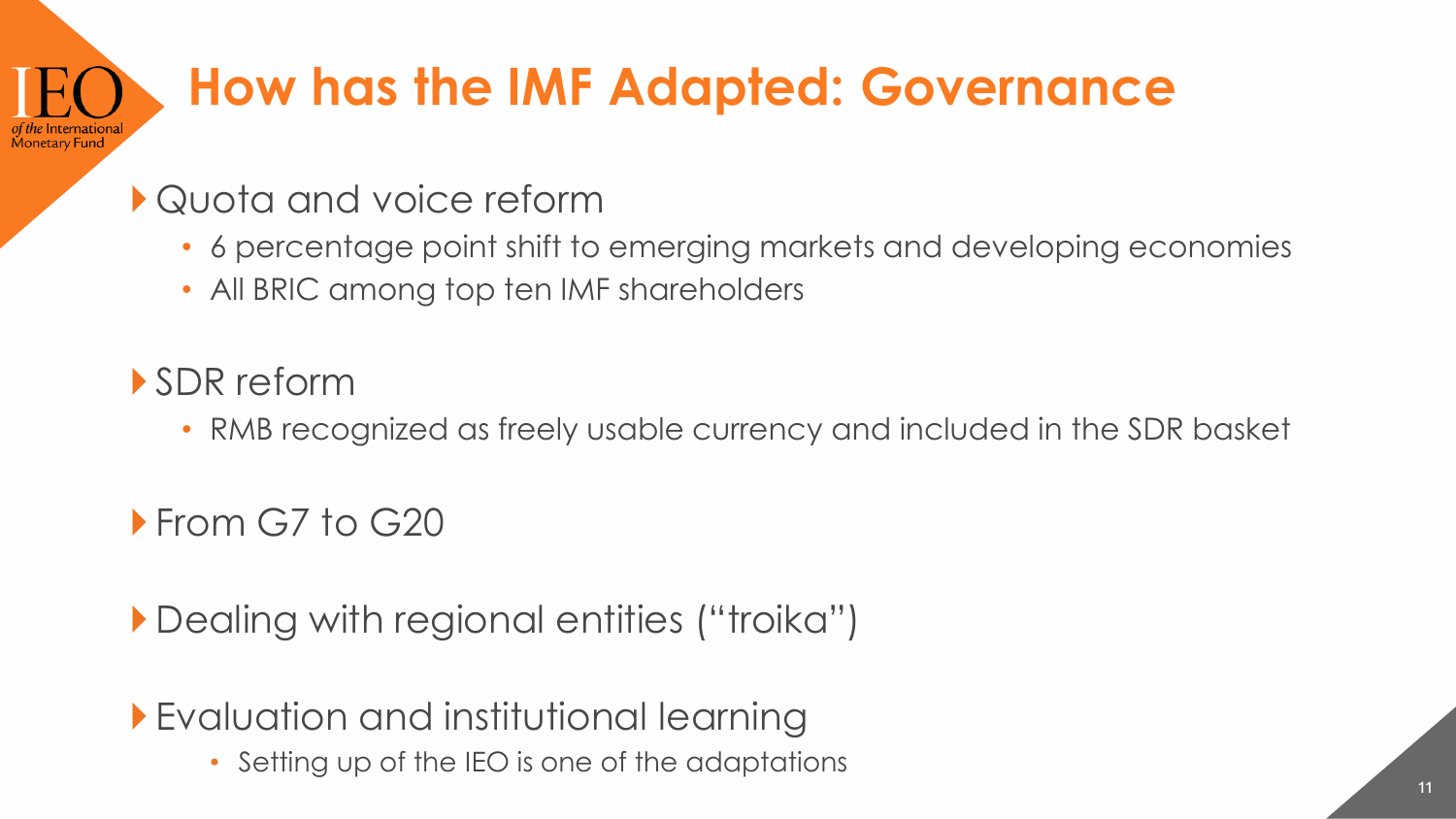# How has the IMF Adapted: Governance

- Quota and voice reform
  - 6 percentage point shift to emerging markets and developing economies
  - All BRIC among top ten IMF shareholders

- SDR reform
  - RMB recognized as freely usable currency and included in the SDR basket

- From G7 to G20

- Dealing with regional entities ("troika")

- Evaluation and institutional learning
  - Setting up of the IEO is one of the adaptations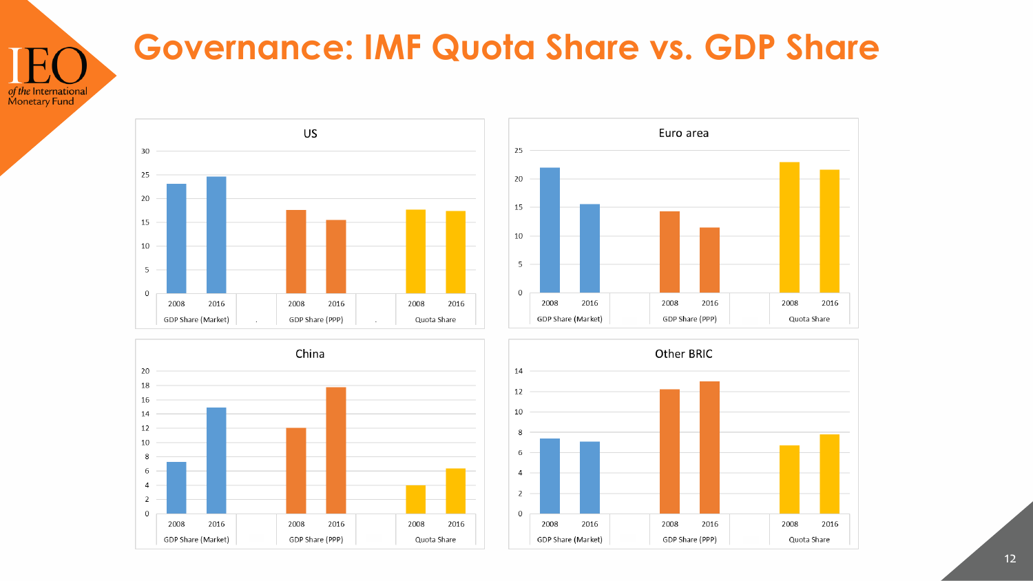# Governance: IMF Quota Share vs. GDP Share

US

Euro area

China

Other BRIC

GDP Share (Market) — 2008, 2016

GDP Share (PPP) — 2008, 2016

Quota Share — 2008, 2016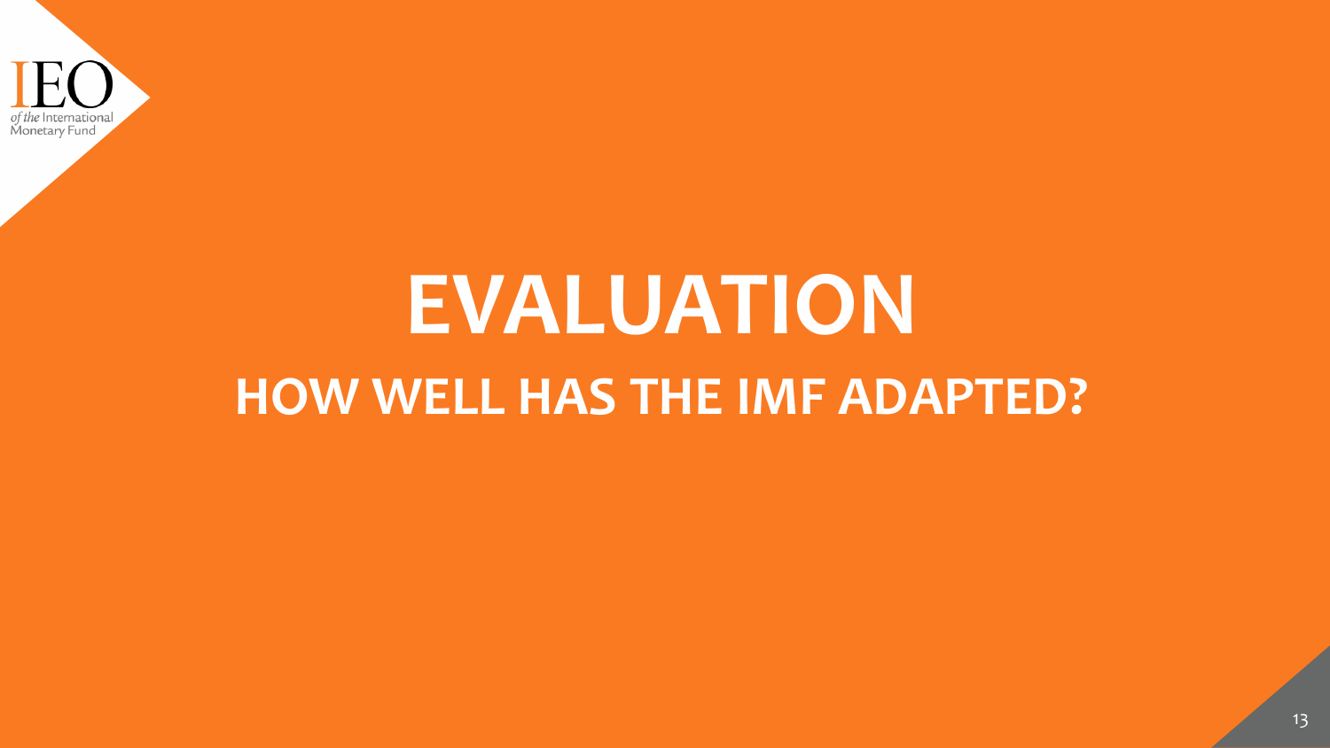# EVALUATION

## HOW WELL HAS THE IMF ADAPTED?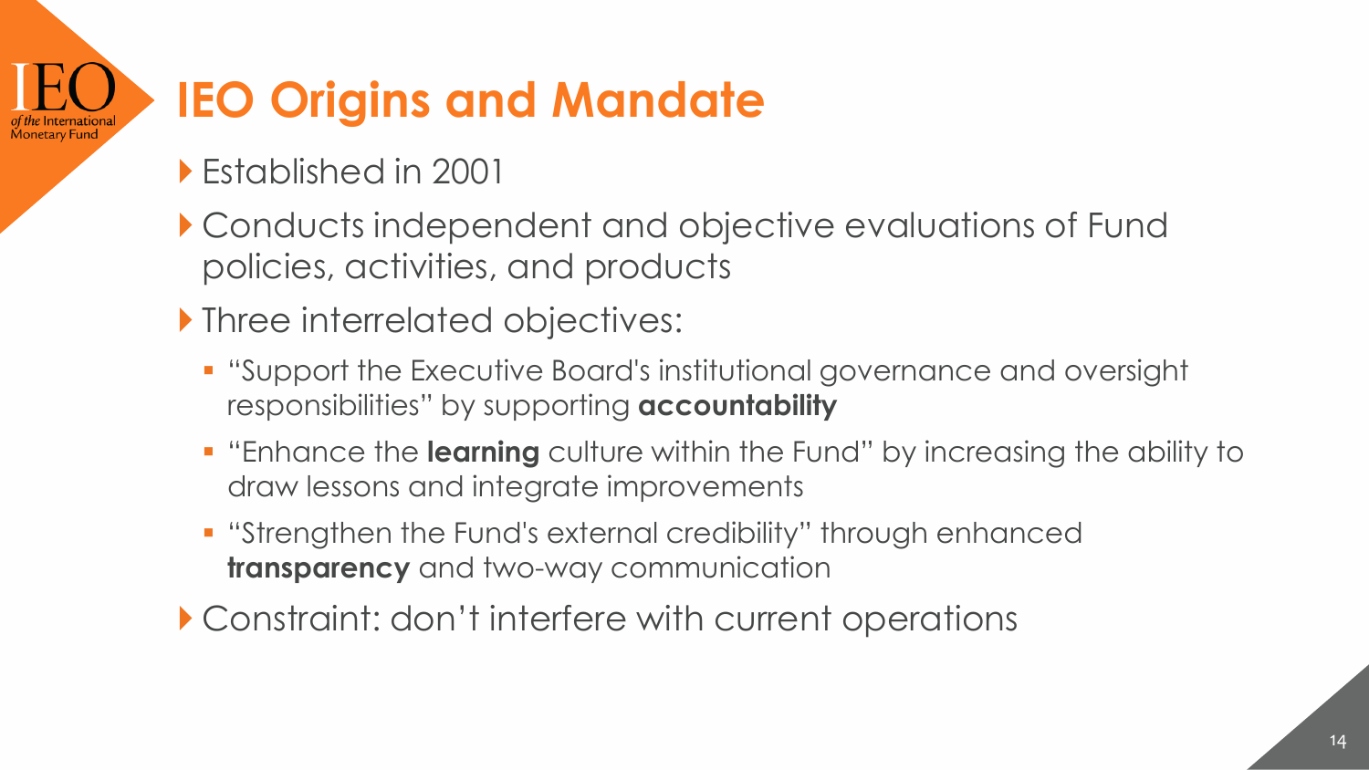# IEO Origins and Mandate

- Established in 2001
- Conducts independent and objective evaluations of Fund policies, activities, and products
- Three interrelated objectives:
  - "Support the Executive Board's institutional governance and oversight responsibilities" by supporting **accountability**
  - "Enhance the **learning** culture within the Fund" by increasing the ability to draw lessons and integrate improvements
  - "Strengthen the Fund's external credibility" through enhanced **transparency** and two-way communication
- Constraint: don't interfere with current operations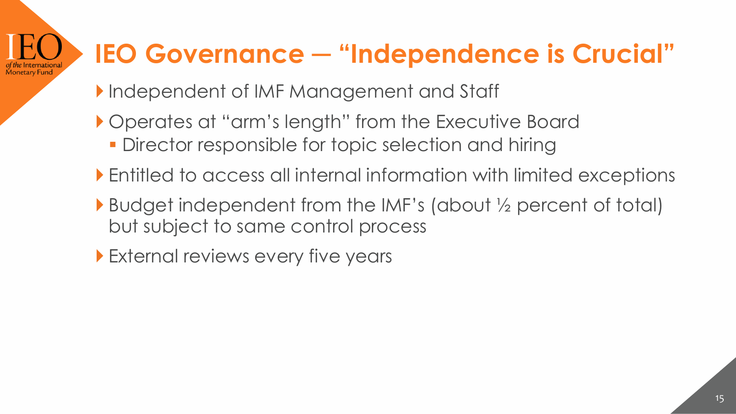# IEO Governance — "Independence is Crucial"

- Independent of IMF Management and Staff
- Operates at "arm's length" from the Executive Board
  - Director responsible for topic selection and hiring
- Entitled to access all internal information with limited exceptions
- Budget independent from the IMF's (about ½ percent of total) but subject to same control process
- External reviews every five years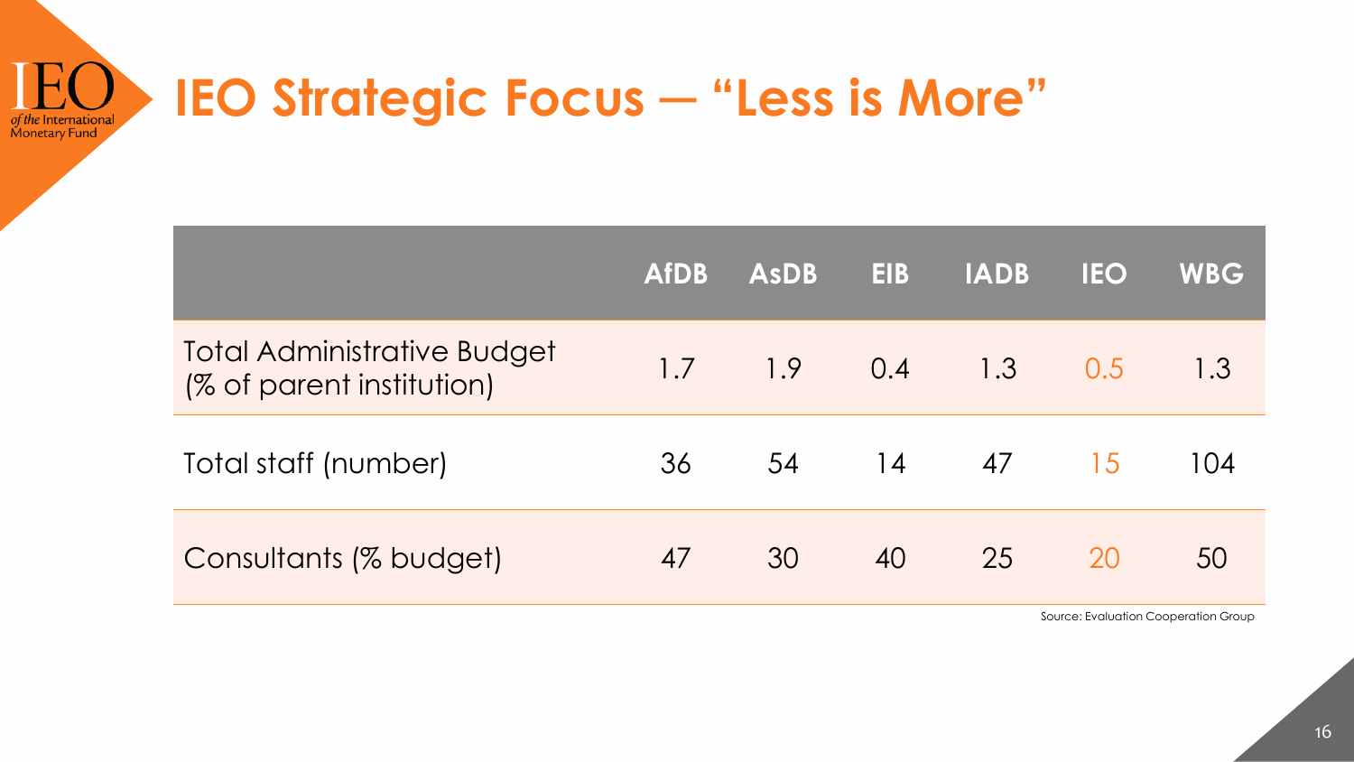# IEO Strategic Focus — "Less is More"

| | AfDB | AsDB | EIB | IADB | IEO | WBG |
|---|---|---|---|---|---|---|
| Total Administrative Budget (% of parent institution) | 1.7 | 1.9 | 0.4 | 1.3 | 0.5 | 1.3 |
| Total staff (number) | 36 | 54 | 14 | 47 | 15 | 104 |
| Consultants (% budget) | 47 | 30 | 40 | 25 | 20 | 50 |

Source: Evaluation Cooperation Group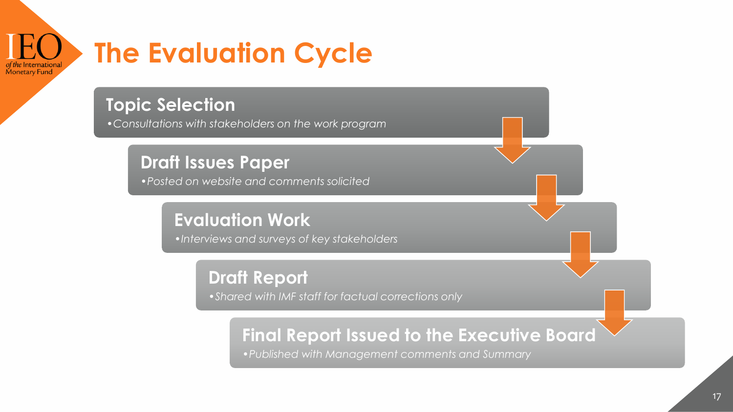# The Evaluation Cycle

## Topic Selection

- *Consultations with stakeholders on the work program*

## Draft Issues Paper

- *Posted on website and comments solicited*

## Evaluation Work

- *Interviews and surveys of key stakeholders*

## Draft Report

- *Shared with IMF staff for factual corrections only*

## Final Report Issued to the Executive Board

- *Published with Management comments and Summary*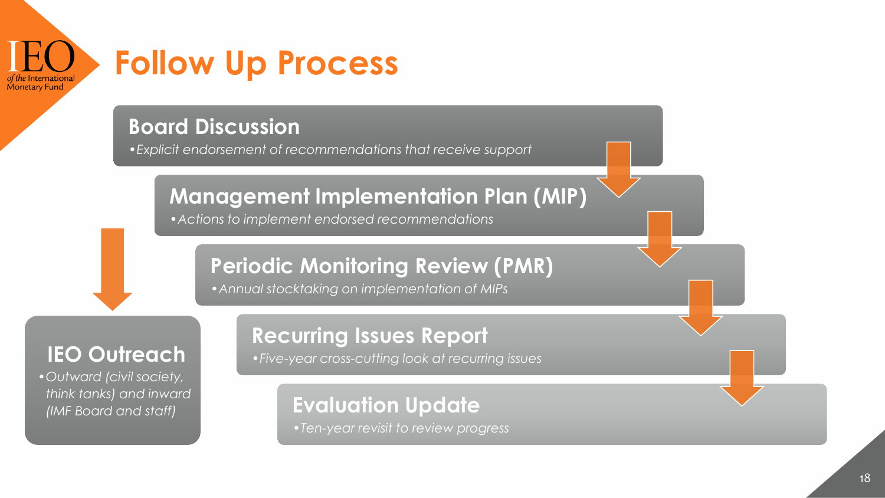# Follow Up Process

## Board Discussion

- *Explicit endorsement of recommendations that receive support*

## Management Implementation Plan (MIP)

- *Actions to implement endorsed recommendations*

## Periodic Monitoring Review (PMR)

- *Annual stocktaking on implementation of MIPs*

## Recurring Issues Report

- *Five-year cross-cutting look at recurring issues*

## Evaluation Update

- *Ten-year revisit to review progress*

## IEO Outreach

- *Outward (civil society, think tanks) and inward (IMF Board and staff)*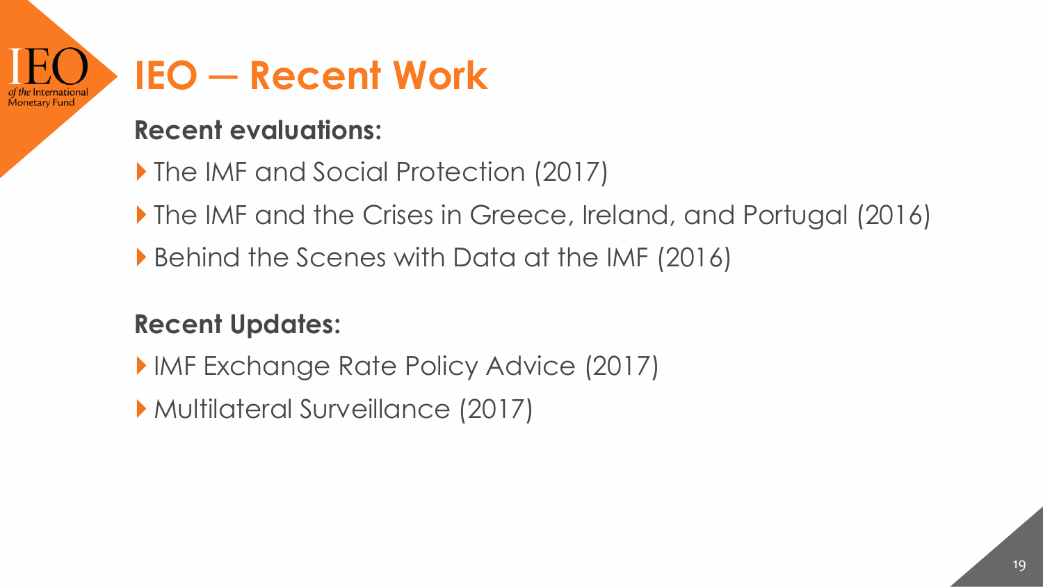# IEO — Recent Work

**Recent evaluations:**

- The IMF and Social Protection (2017)
- The IMF and the Crises in Greece, Ireland, and Portugal (2016)
- Behind the Scenes with Data at the IMF (2016)

**Recent Updates:**

- IMF Exchange Rate Policy Advice (2017)
- Multilateral Surveillance (2017)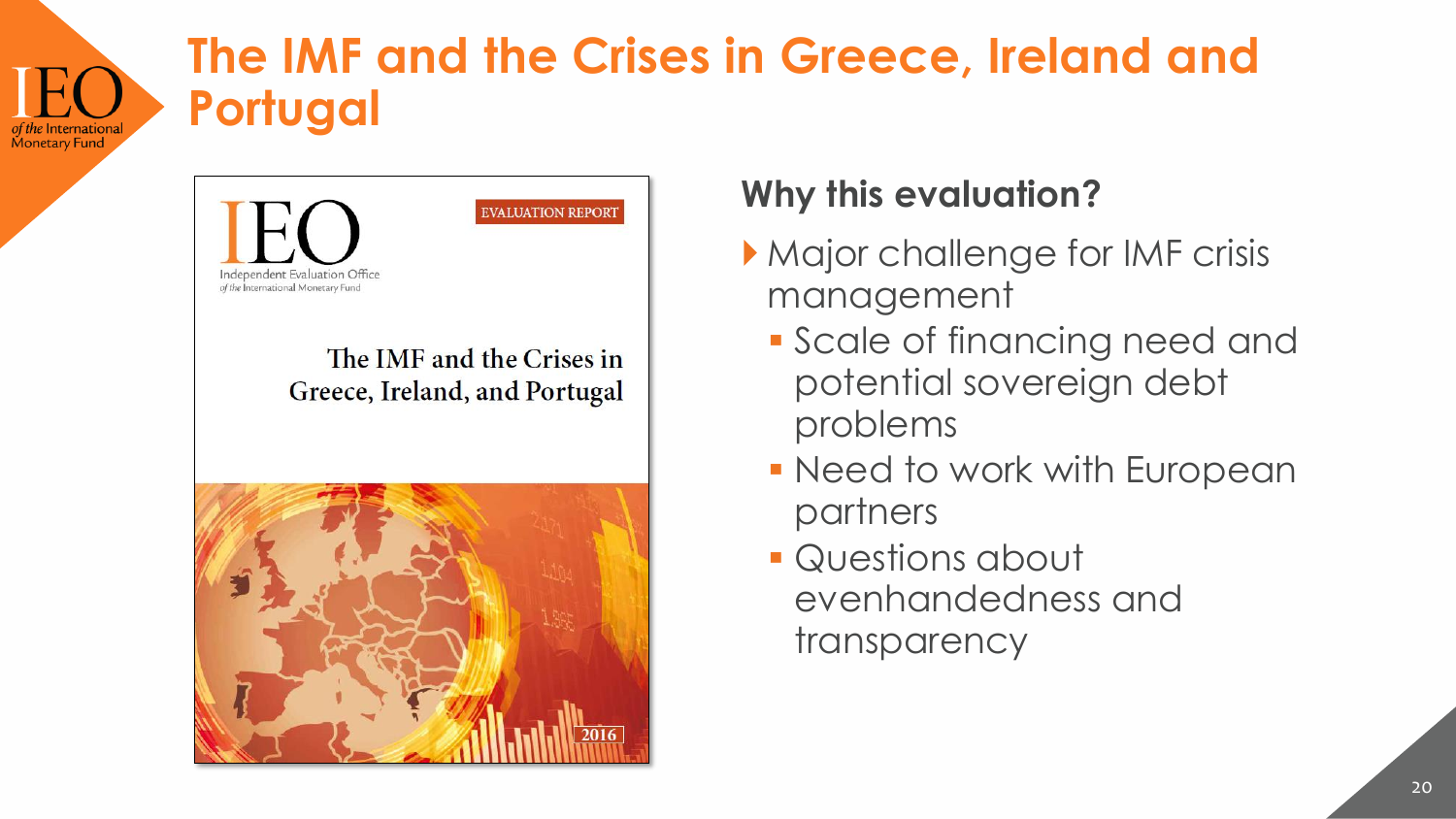# The IMF and the Crises in Greece, Ireland and Portugal

EVALUATION REPORT

IEO
Independent Evaluation Office
of the International Monetary Fund

The IMF and the Crises in Greece, Ireland, and Portugal

2016

## Why this evaluation?

- Major challenge for IMF crisis management
  - Scale of financing need and potential sovereign debt problems
  - Need to work with European partners
  - Questions about evenhandedness and transparency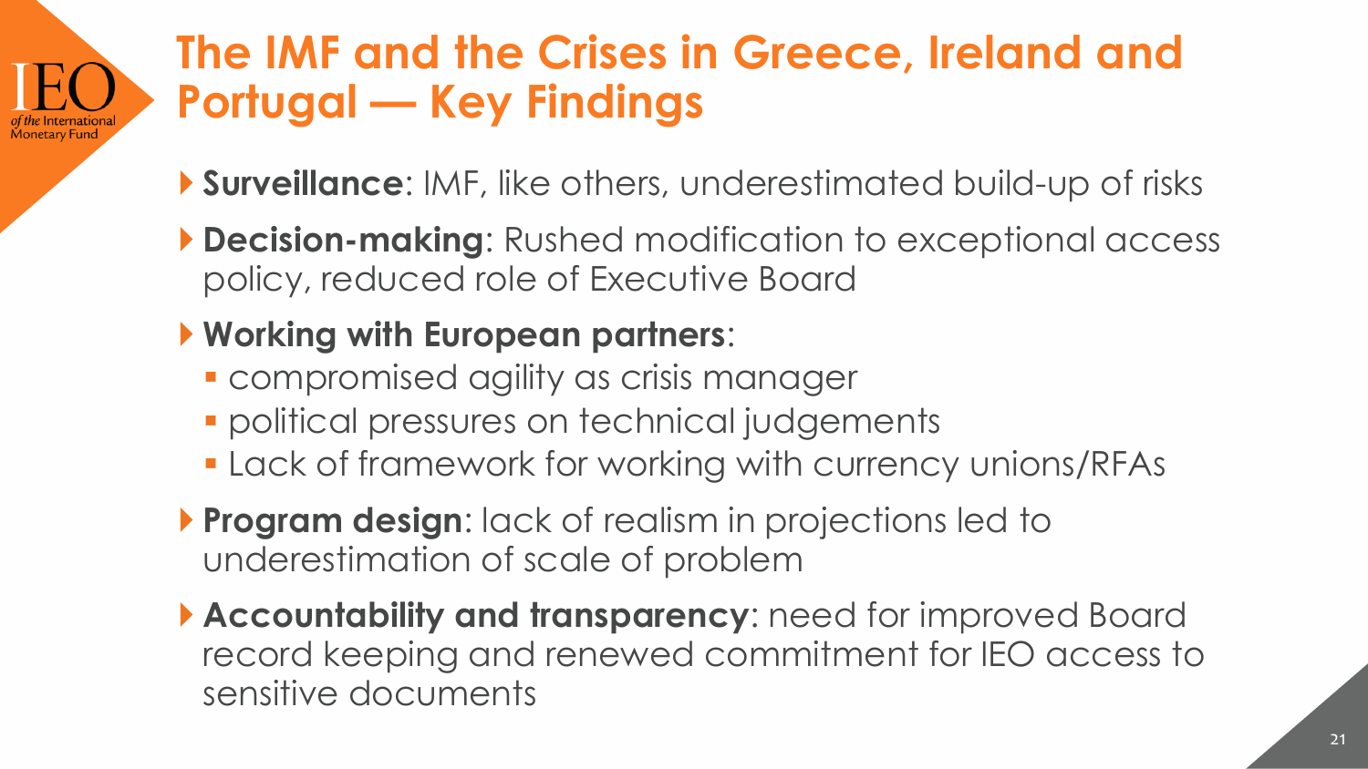# The IMF and the Crises in Greece, Ireland and Portugal — Key Findings

- **Surveillance**: IMF, like others, underestimated build-up of risks
- **Decision-making**: Rushed modification to exceptional access policy, reduced role of Executive Board
- **Working with European partners**:
  - compromised agility as crisis manager
  - political pressures on technical judgements
  - Lack of framework for working with currency unions/RFAs
- **Program design**: lack of realism in projections led to underestimation of scale of problem
- **Accountability and transparency**: need for improved Board record keeping and renewed commitment for IEO access to sensitive documents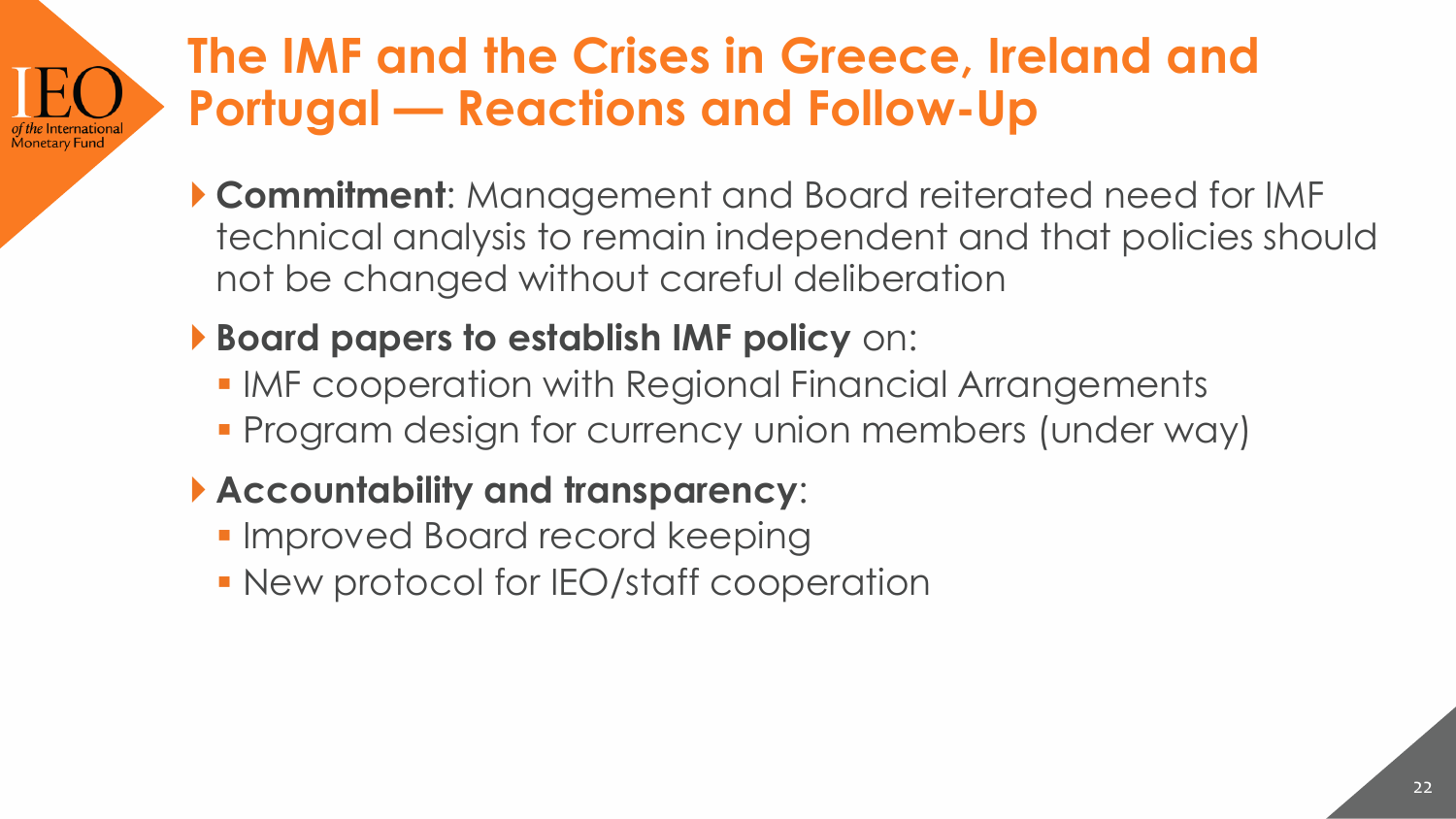# The IMF and the Crises in Greece, Ireland and Portugal — Reactions and Follow-Up

- **Commitment**: Management and Board reiterated need for IMF technical analysis to remain independent and that policies should not be changed without careful deliberation
- **Board papers to establish IMF policy** on:
  - IMF cooperation with Regional Financial Arrangements
  - Program design for currency union members (under way)
- **Accountability and transparency**:
  - Improved Board record keeping
  - New protocol for IEO/staff cooperation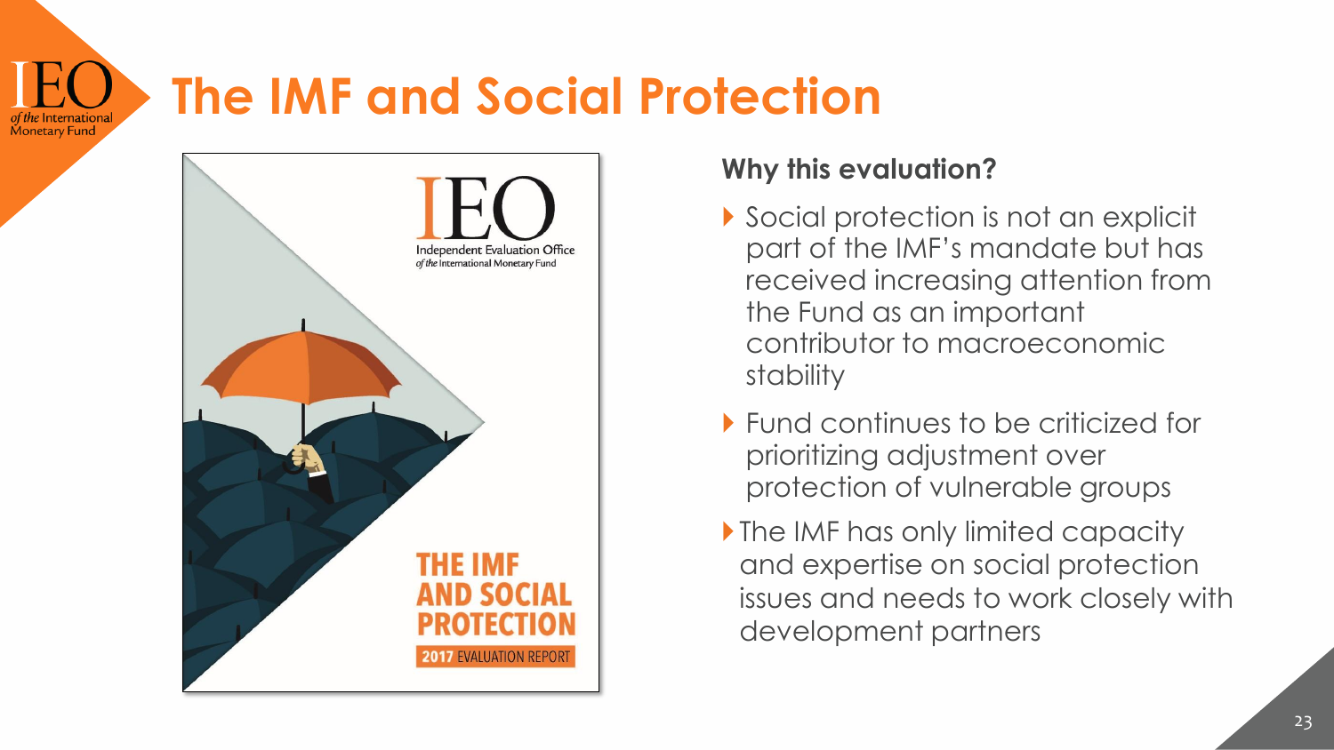# The IMF and Social Protection

### Why this evaluation?

- Social protection is not an explicit part of the IMF's mandate but has received increasing attention from the Fund as an important contributor to macroeconomic stability
- Fund continues to be criticized for prioritizing adjustment over protection of vulnerable groups
- The IMF has only limited capacity and expertise on social protection issues and needs to work closely with development partners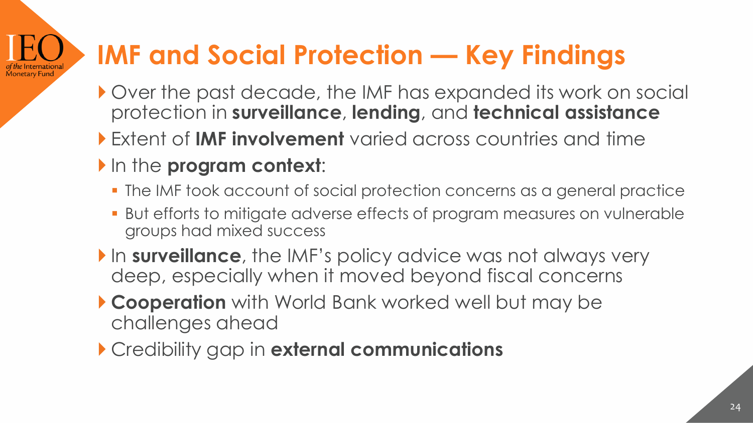# IMF and Social Protection — Key Findings

- Over the past decade, the IMF has expanded its work on social protection in **surveillance**, **lending**, and **technical assistance**
- Extent of **IMF involvement** varied across countries and time
- In the **program context**:
  - The IMF took account of social protection concerns as a general practice
  - But efforts to mitigate adverse effects of program measures on vulnerable groups had mixed success
- In **surveillance**, the IMF's policy advice was not always very deep, especially when it moved beyond fiscal concerns
- **Cooperation** with World Bank worked well but may be challenges ahead
- Credibility gap in **external communications**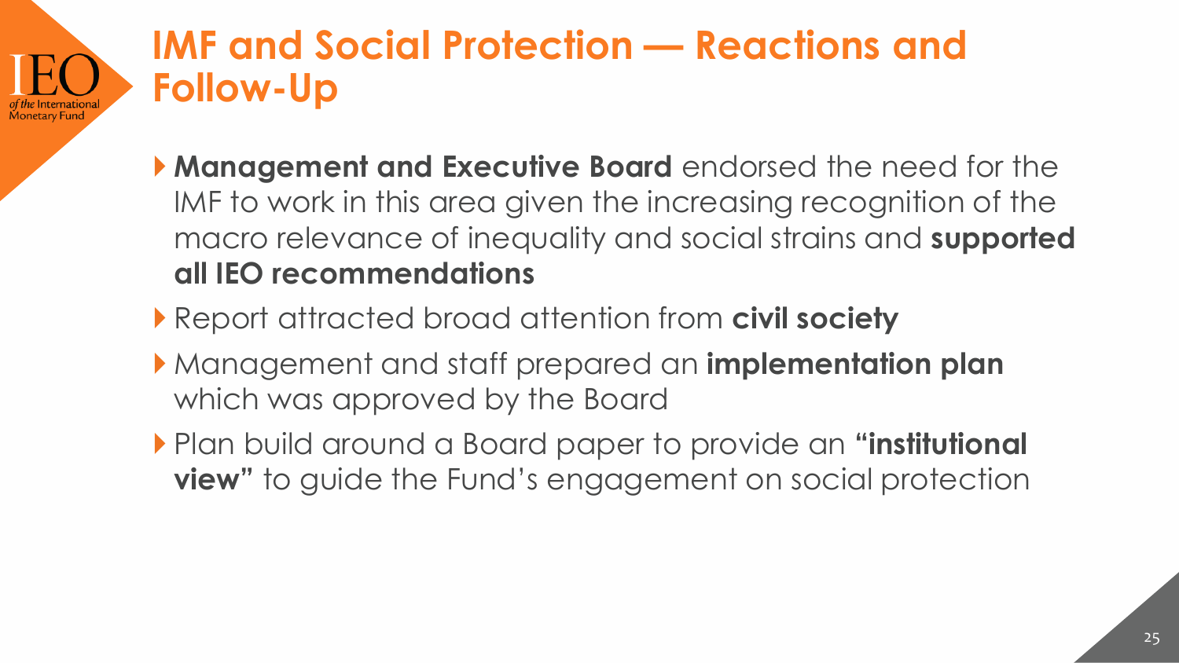# IMF and Social Protection — Reactions and Follow-Up

- **Management and Executive Board** endorsed the need for the IMF to work in this area given the increasing recognition of the macro relevance of inequality and social strains and **supported all IEO recommendations**
- Report attracted broad attention from **civil society**
- Management and staff prepared an **implementation plan** which was approved by the Board
- Plan build around a Board paper to provide an **"institutional view"** to guide the Fund's engagement on social protection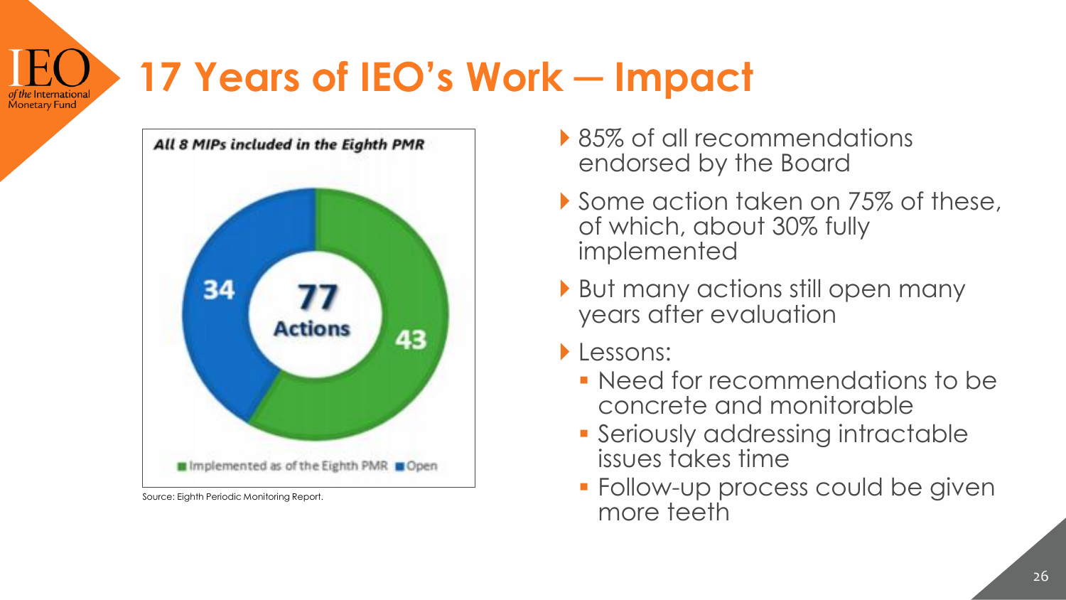# 17 Years of IEO's Work – Impact

*All 8 MIPs included in the Eighth PMR*

77 Actions

- Implemented as of the Eighth PMR: 43
- Open: 34

Source: Eighth Periodic Monitoring Report.

- 85% of all recommendations endorsed by the Board
- Some action taken on 75% of these, of which, about 30% fully implemented
- But many actions still open many years after evaluation
- Lessons:
  - Need for recommendations to be concrete and monitorable
  - Seriously addressing intractable issues takes time
  - Follow-up process could be given more teeth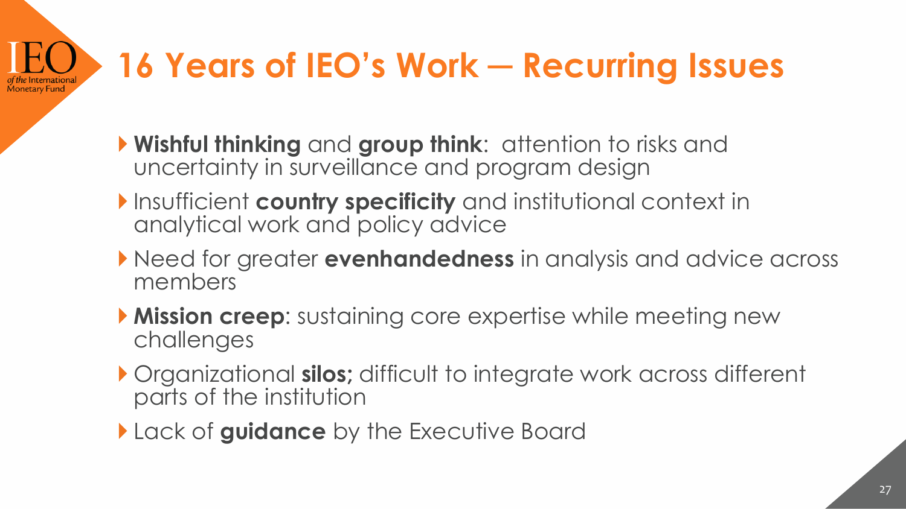# 16 Years of IEO's Work — Recurring Issues

- **Wishful thinking** and **group think**: attention to risks and uncertainty in surveillance and program design
- Insufficient **country specificity** and institutional context in analytical work and policy advice
- Need for greater **evenhandedness** in analysis and advice across members
- **Mission creep**: sustaining core expertise while meeting new challenges
- Organizational **silos;** difficult to integrate work across different parts of the institution
- Lack of **guidance** by the Executive Board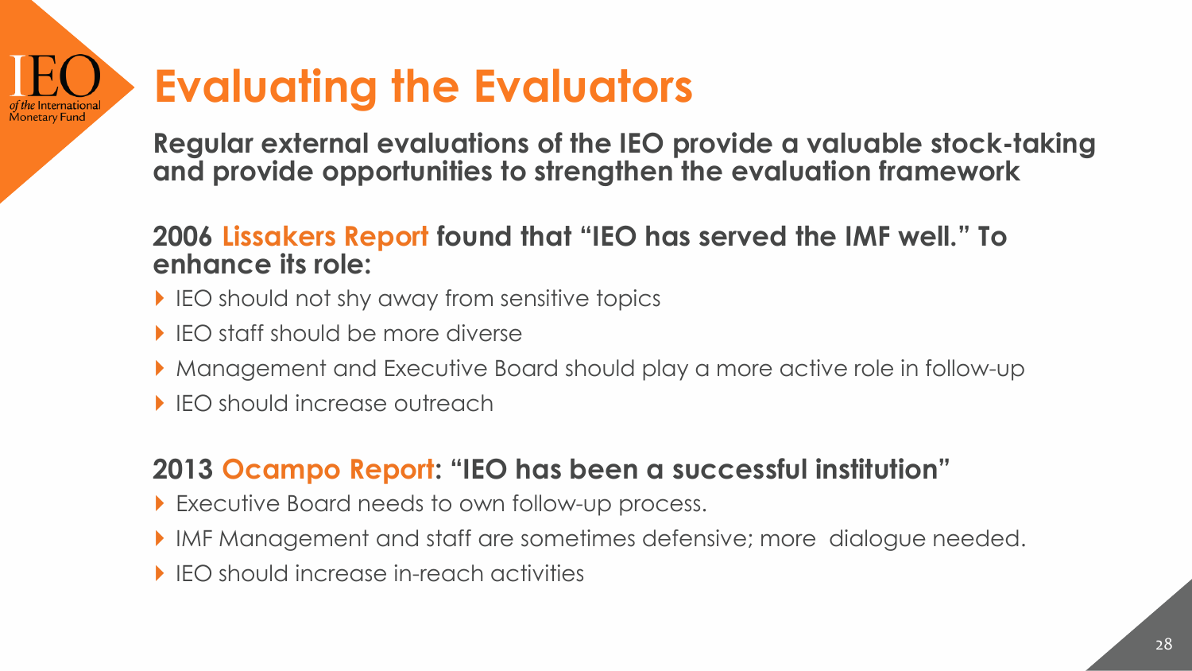# Evaluating the Evaluators

**Regular external evaluations of the IEO provide a valuable stock-taking and provide opportunities to strengthen the evaluation framework**

**2006 Lissakers Report found that "IEO has served the IMF well." To enhance its role:**

- IEO should not shy away from sensitive topics
- IEO staff should be more diverse
- Management and Executive Board should play a more active role in follow-up
- IEO should increase outreach

**2013 Ocampo Report: "IEO has been a successful institution"**

- Executive Board needs to own follow-up process.
- IMF Management and staff are sometimes defensive; more dialogue needed.
- IEO should increase in-reach activities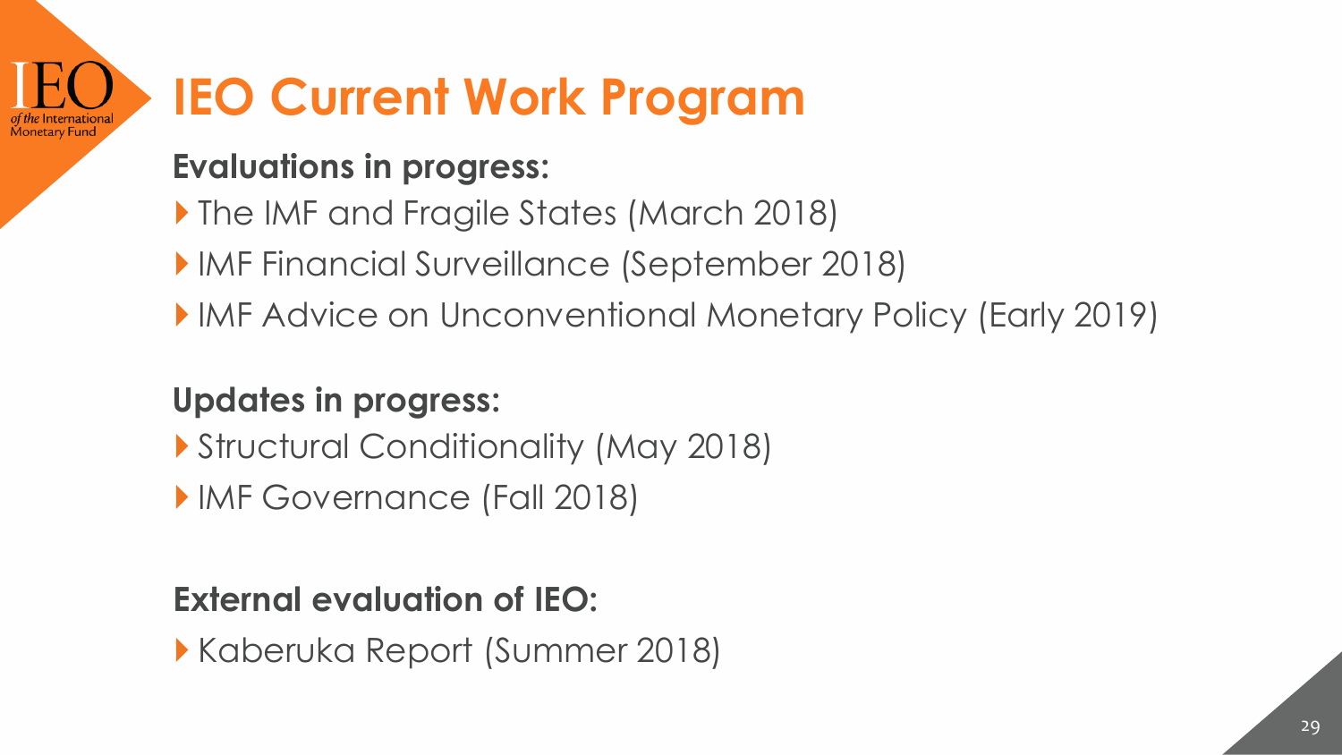# IEO Current Work Program

**Evaluations in progress:**

- The IMF and Fragile States (March 2018)
- IMF Financial Surveillance (September 2018)
- IMF Advice on Unconventional Monetary Policy (Early 2019)

**Updates in progress:**

- Structural Conditionality (May 2018)
- IMF Governance (Fall 2018)

**External evaluation of IEO:**

- Kaberuka Report (Summer 2018)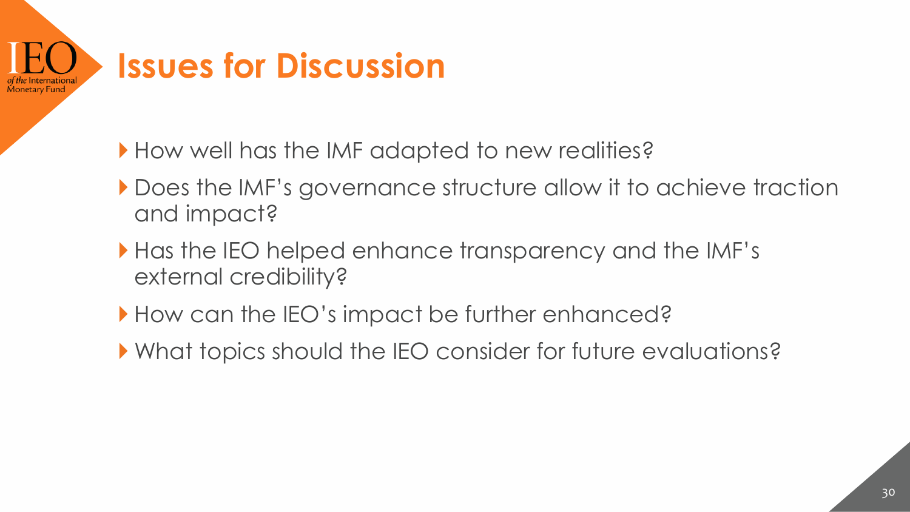# Issues for Discussion

- How well has the IMF adapted to new realities?
- Does the IMF's governance structure allow it to achieve traction and impact?
- Has the IEO helped enhance transparency and the IMF's external credibility?
- How can the IEO's impact be further enhanced?
- What topics should the IEO consider for future evaluations?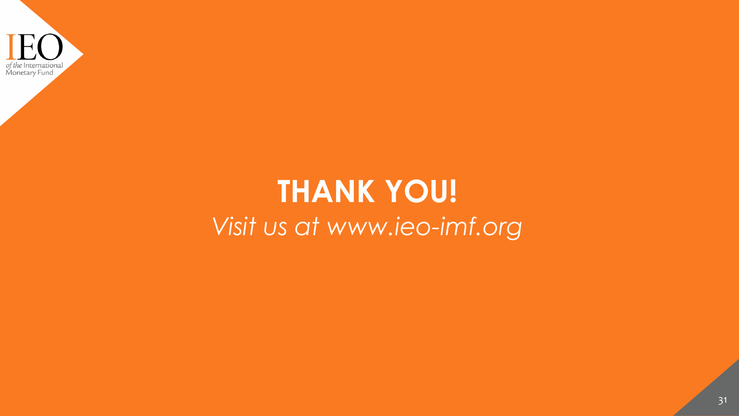IEO
*of the* International Monetary Fund

# THANK YOU!

*Visit us at www.ieo-imf.org*